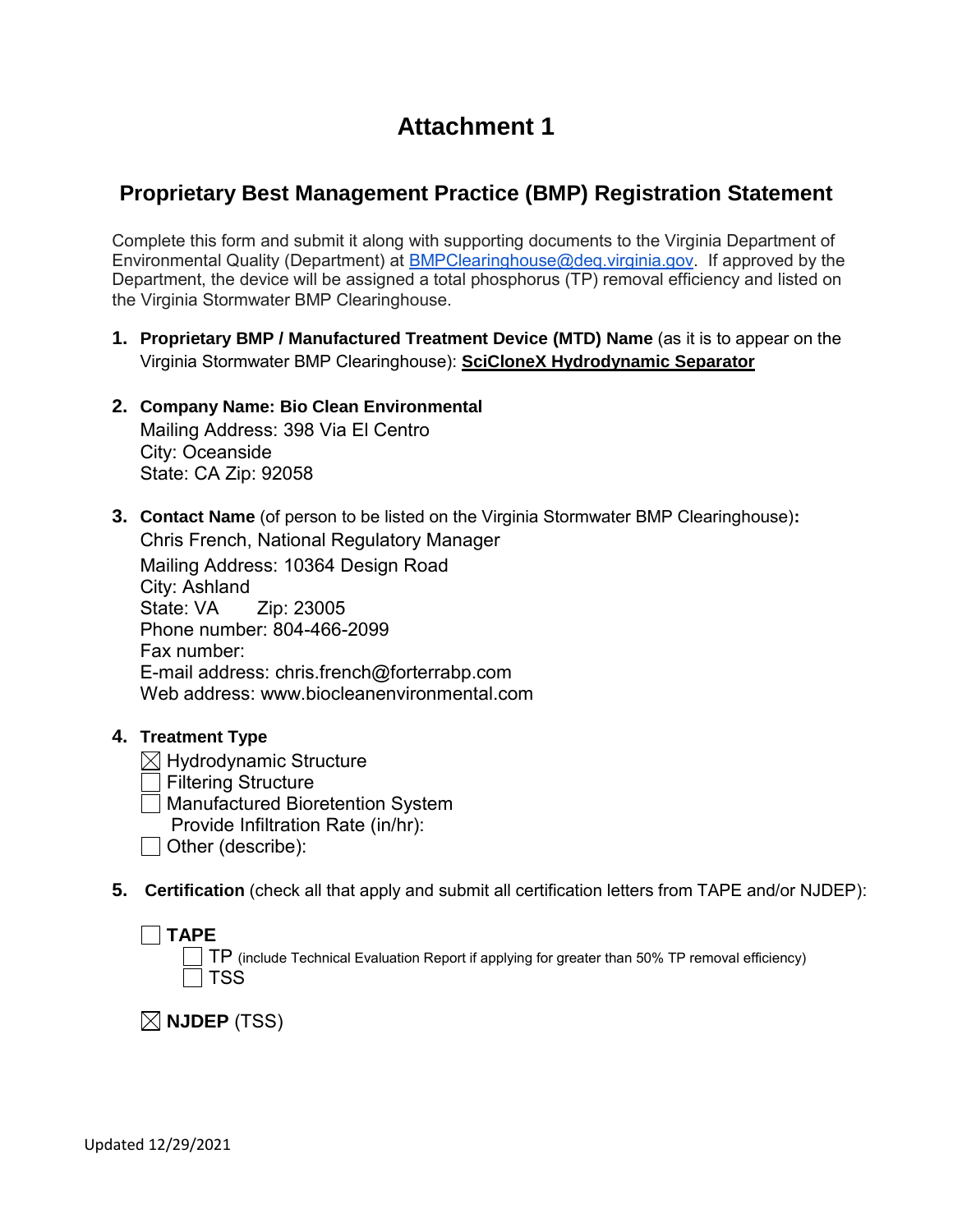# Attachment 1

## Proprietary Best Management Practice (BMP) Registration Statement

Complete this form and submit it along with supporting documents to the Virginia Department of Environmental Quality (Department) at BMPClearinghouse@deq.virginia.gov. If approved by the Department, the device will be assigned a total phosphorus (TP) removal efficiency and listed on the Virginia Stormwater BMP Clearinghouse.

1. **Proprietary BMP / Manufactured Treatment Device (MTD) Name** (as it is to appear on the Virginia Stormwater BMP Clearinghouse): **SciCloneX Hydrodynamic Separator**

2. **Company Name: Bio Clean Environmental**
   Mailing Address: 398 Via El Centro
   City: Oceanside
   State: CA Zip: 92058

3. **Contact Name** (of person to be listed on the Virginia Stormwater BMP Clearinghouse)**:**
   Chris French, National Regulatory Manager
   Mailing Address: 10364 Design Road
   City: Ashland
   State: VA Zip: 23005
   Phone number: 804-466-2099
   Fax number:
   E-mail address: chris.french@forterrabp.com
   Web address: www.biocleanenvironmental.com

4. **Treatment Type**
   - ☒ Hydrodynamic Structure
   - ☐ Filtering Structure
   - ☐ Manufactured Bioretention System
     Provide Infiltration Rate (in/hr):
   - ☐ Other (describe):

5. **Certification** (check all that apply and submit all certification letters from TAPE and/or NJDEP):

   ☐ **TAPE**
   - ☐ TP (include Technical Evaluation Report if applying for greater than 50% TP removal efficiency)
   - ☐ TSS

   ☒ **NJDEP** (TSS)

Updated 12/29/2021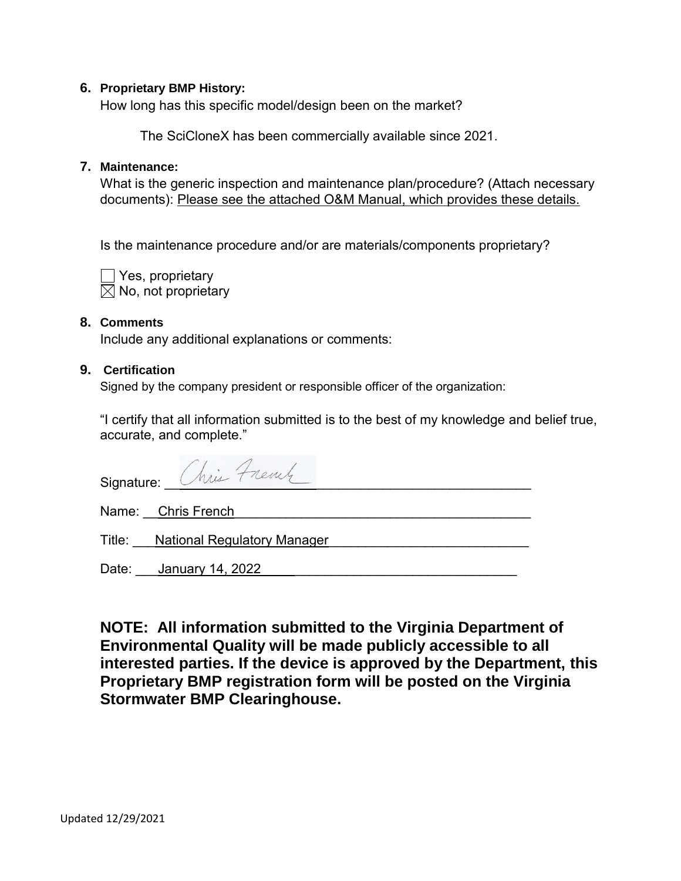**6. Proprietary BMP History:**

How long has this specific model/design been on the market?

The SciCloneX has been commercially available since 2021.

**7. Maintenance:**

What is the generic inspection and maintenance plan/procedure? (Attach necessary documents): Please see the attached O&M Manual, which provides these details.

Is the maintenance procedure and/or are materials/components proprietary?

☐ Yes, proprietary
☒ No, not proprietary

**8. Comments**

Include any additional explanations or comments:

**9. Certification**

Signed by the company president or responsible officer of the organization:

"I certify that all information submitted is to the best of my knowledge and belief true, accurate, and complete."

Signature: Chris French

Name: Chris French

Title: National Regulatory Manager

Date: January 14, 2022

**NOTE: All information submitted to the Virginia Department of Environmental Quality will be made publicly accessible to all interested parties. If the device is approved by the Department, this Proprietary BMP registration form will be posted on the Virginia Stormwater BMP Clearinghouse.**

Updated 12/29/2021